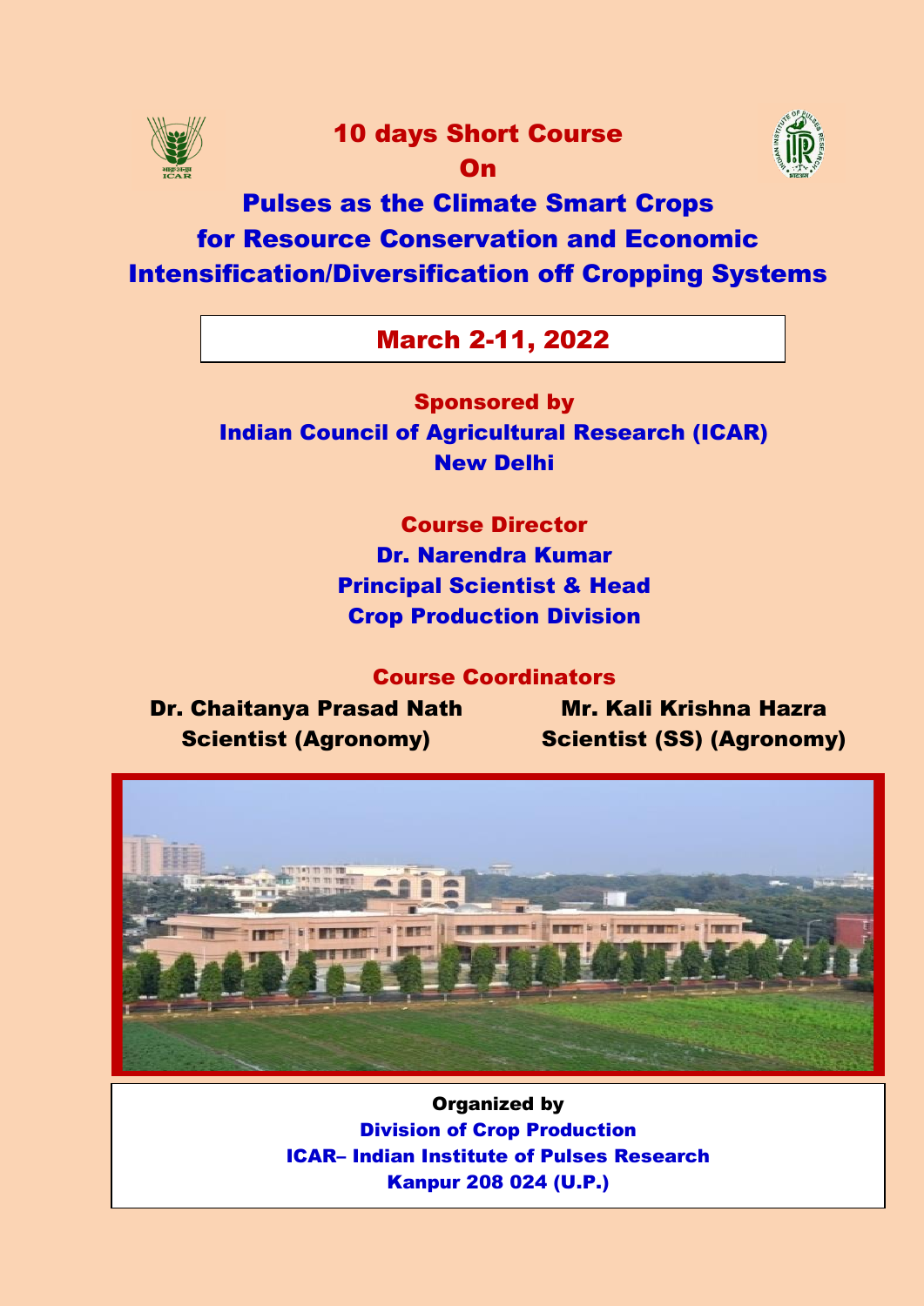# 10 days Short Course On

# Pulses as the Climate Smart Crops for Resource Conservation and Economic Intensification/Diversification off Cropping Systems

## March 2-11, 2022

**Sponsored by**

**Indian Council of Agricultural Research (ICAR)**
**New Delhi**

**Course Director**

**Dr. Narendra Kumar**
**Principal Scientist & Head**
**Crop Production Division**

**Course Coordinators**

**Dr. Chaitanya Prasad Nath**
**Scientist (Agronomy)**

**Mr. Kali Krishna Hazra**
**Scientist (SS) (Agronomy)**

**Organized by**

**Division of Crop Production**
**ICAR– Indian Institute of Pulses Research**
**Kanpur 208 024 (U.P.)**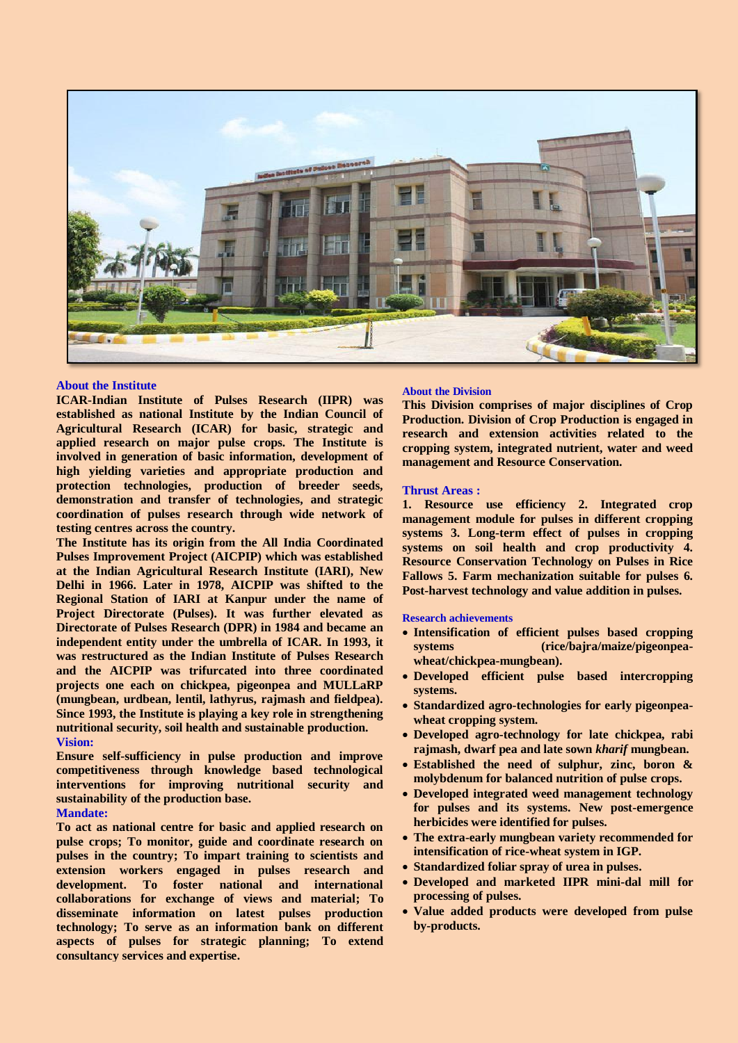## About the Institute

ICAR-Indian Institute of Pulses Research (IIPR) was established as national Institute by the Indian Council of Agricultural Research (ICAR) for basic, strategic and applied research on major pulse crops. The Institute is involved in generation of basic information, development of high yielding varieties and appropriate production and protection technologies, production of breeder seeds, demonstration and transfer of technologies, and strategic coordination of pulses research through wide network of testing centres across the country.

The Institute has its origin from the All India Coordinated Pulses Improvement Project (AICPIP) which was established at the Indian Agricultural Research Institute (IARI), New Delhi in 1966. Later in 1978, AICPIP was shifted to the Regional Station of IARI at Kanpur under the name of Project Directorate (Pulses). It was further elevated as Directorate of Pulses Research (DPR) in 1984 and became an independent entity under the umbrella of ICAR. In 1993, it was restructured as the Indian Institute of Pulses Research and the AICPIP was trifurcated into three coordinated projects one each on chickpea, pigeonpea and MULLaRP (mungbean, urdbean, lentil, lathyrus, rajmash and fieldpea). Since 1993, the Institute is playing a key role in strengthening nutritional security, soil health and sustainable production.

### Vision:

Ensure self-sufficiency in pulse production and improve competitiveness through knowledge based technological interventions for improving nutritional security and sustainability of the production base.

### Mandate:

To act as national centre for basic and applied research on pulse crops; To monitor, guide and coordinate research on pulses in the country; To impart training to scientists and extension workers engaged in pulses research and development. To foster national and international collaborations for exchange of views and material; To disseminate information on latest pulses production technology; To serve as an information bank on different aspects of pulses for strategic planning; To extend consultancy services and expertise.

## About the Division

This Division comprises of major disciplines of Crop Production. Division of Crop Production is engaged in research and extension activities related to the cropping system, integrated nutrient, water and weed management and Resource Conservation.

### Thrust Areas :

1. Resource use efficiency 2. Integrated crop management module for pulses in different cropping systems 3. Long-term effect of pulses in cropping systems on soil health and crop productivity 4. Resource Conservation Technology on Pulses in Rice Fallows 5. Farm mechanization suitable for pulses 6. Post-harvest technology and value addition in pulses.

### Research achievements

- Intensification of efficient pulses based cropping systems (rice/bajra/maize/pigeonpea-wheat/chickpea-mungbean).
- Developed efficient pulse based intercropping systems.
- Standardized agro-technologies for early pigeonpea-wheat cropping system.
- Developed agro-technology for late chickpea, rabi rajmash, dwarf pea and late sown *kharif* mungbean.
- Established the need of sulphur, zinc, boron & molybdenum for balanced nutrition of pulse crops.
- Developed integrated weed management technology for pulses and its systems. New post-emergence herbicides were identified for pulses.
- The extra-early mungbean variety recommended for intensification of rice-wheat system in IGP.
- Standardized foliar spray of urea in pulses.
- Developed and marketed IIPR mini-dal mill for processing of pulses.
- Value added products were developed from pulse by-products.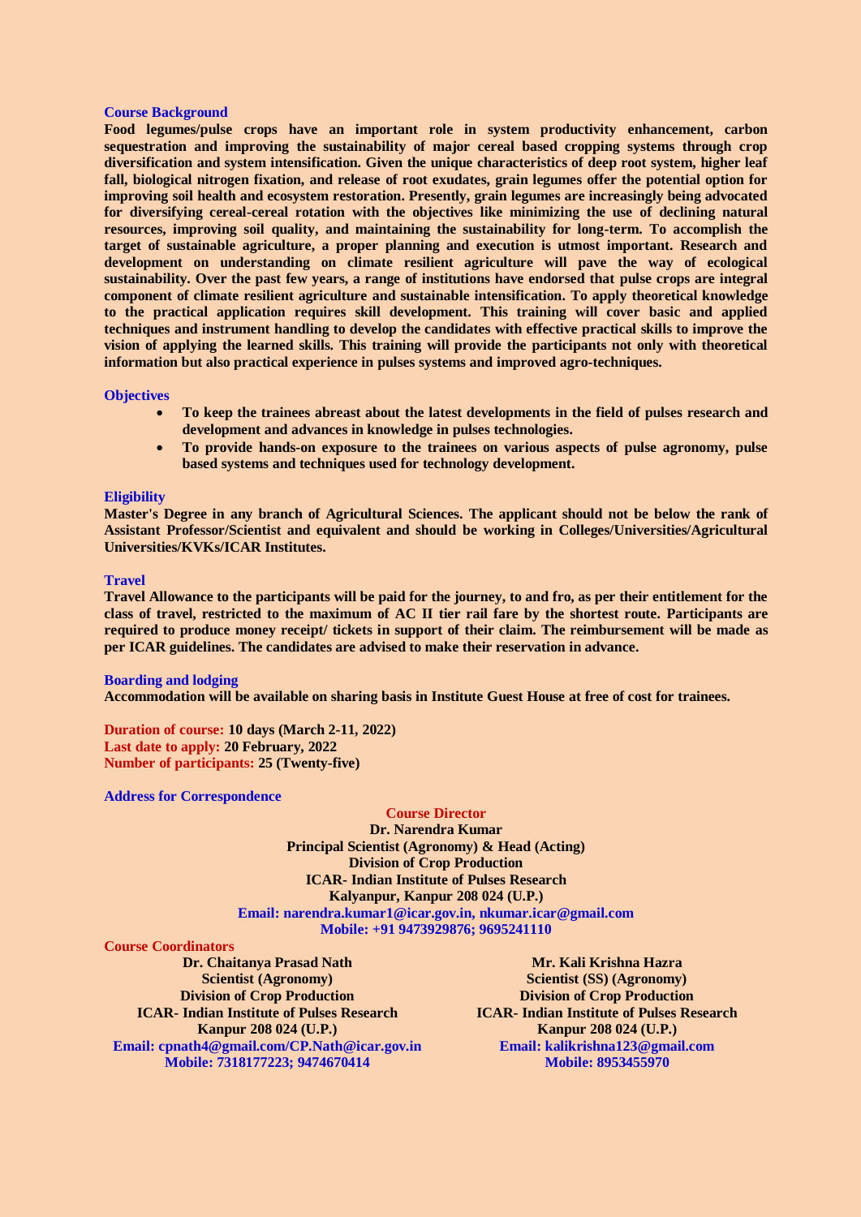## Course Background

**Food legumes/pulse crops have an important role in system productivity enhancement, carbon sequestration and improving the sustainability of major cereal based cropping systems through crop diversification and system intensification. Given the unique characteristics of deep root system, higher leaf fall, biological nitrogen fixation, and release of root exudates, grain legumes offer the potential option for improving soil health and ecosystem restoration. Presently, grain legumes are increasingly being advocated for diversifying cereal-cereal rotation with the objectives like minimizing the use of declining natural resources, improving soil quality, and maintaining the sustainability for long-term. To accomplish the target of sustainable agriculture, a proper planning and execution is utmost important. Research and development on understanding on climate resilient agriculture will pave the way of ecological sustainability. Over the past few years, a range of institutions have endorsed that pulse crops are integral component of climate resilient agriculture and sustainable intensification. To apply theoretical knowledge to the practical application requires skill development. This training will cover basic and applied techniques and instrument handling to develop the candidates with effective practical skills to improve the vision of applying the learned skills. This training will provide the participants not only with theoretical information but also practical experience in pulses systems and improved agro-techniques.**

## Objectives

- **To keep the trainees abreast about the latest developments in the field of pulses research and development and advances in knowledge in pulses technologies.**
- **To provide hands-on exposure to the trainees on various aspects of pulse agronomy, pulse based systems and techniques used for technology development.**

## Eligibility

**Master's Degree in any branch of Agricultural Sciences. The applicant should not be below the rank of Assistant Professor/Scientist and equivalent and should be working in Colleges/Universities/Agricultural Universities/KVKs/ICAR Institutes.**

## Travel

**Travel Allowance to the participants will be paid for the journey, to and fro, as per their entitlement for the class of travel, restricted to the maximum of AC II tier rail fare by the shortest route. Participants are required to produce money receipt/ tickets in support of their claim. The reimbursement will be made as per ICAR guidelines. The candidates are advised to make their reservation in advance.**

## Boarding and lodging

**Accommodation will be available on sharing basis in Institute Guest House at free of cost for trainees.**

**Duration of course: 10 days (March 2-11, 2022)**
**Last date to apply: 20 February, 2022**
**Number of participants: 25 (Twenty-five)**

## Address for Correspondence

**Course Director**
**Dr. Narendra Kumar**
**Principal Scientist (Agronomy) & Head (Acting)**
**Division of Crop Production**
**ICAR- Indian Institute of Pulses Research**
**Kalyanpur, Kanpur 208 024 (U.P.)**
**Email: narendra.kumar1@icar.gov.in, nkumar.icar@gmail.com**
**Mobile: +91 9473929876; 9695241110**

**Course Coordinators**

**Dr. Chaitanya Prasad Nath**
**Scientist (Agronomy)**
**Division of Crop Production**
**ICAR- Indian Institute of Pulses Research**
**Kanpur 208 024 (U.P.)**
**Email: cpnath4@gmail.com/CP.Nath@icar.gov.in**
**Mobile: 7318177223; 9474670414**

**Mr. Kali Krishna Hazra**
**Scientist (SS) (Agronomy)**
**Division of Crop Production**
**ICAR- Indian Institute of Pulses Research**
**Kanpur 208 024 (U.P.)**
**Email: kalikrishna123@gmail.com**
**Mobile: 8953455970**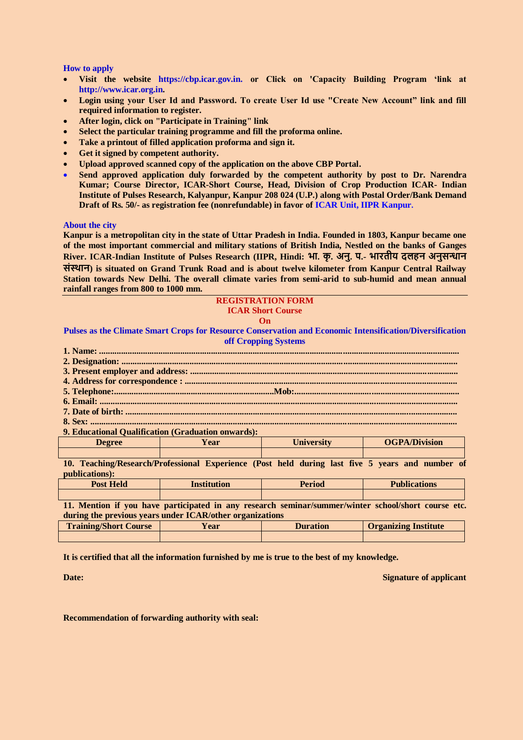### How to apply

- **Visit the website https://cbp.icar.gov.in. or Click on 'Capacity Building Program 'link at http://www.icar.org.in.**
- **Login using your User Id and Password. To create User Id use "Create New Account" link and fill required information to register.**
- **After login, click on "Participate in Training" link**
- **Select the particular training programme and fill the proforma online.**
- **Take a printout of filled application proforma and sign it.**
- **Get it signed by competent authority.**
- **Upload approved scanned copy of the application on the above CBP Portal.**
- **Send approved application duly forwarded by the competent authority by post to Dr. Narendra Kumar; Course Director, ICAR-Short Course, Head, Division of Crop Production ICAR- Indian Institute of Pulses Research, Kalyanpur, Kanpur 208 024 (U.P.) along with Postal Order/Bank Demand Draft of Rs. 50/- as registration fee (nonrefundable) in favor of ICAR Unit, IIPR Kanpur.**

### About the city

**Kanpur is a metropolitan city in the state of Uttar Pradesh in India. Founded in 1803, Kanpur became one of the most important commercial and military stations of British India, Nestled on the banks of Ganges River. ICAR-Indian Institute of Pulses Research (IIPR, Hindi: भा. कृ. अनु. प.- भारतीय दलहन अनुसन्धान संस्थान) is situated on Grand Trunk Road and is about twelve kilometer from Kanpur Central Railway Station towards New Delhi. The overall climate varies from semi-arid to sub-humid and mean annual rainfall ranges from 800 to 1000 mm.**

---

## REGISTRATION FORM
## ICAR Short Course
## On
## Pulses as the Climate Smart Crops for Resource Conservation and Economic Intensification/Diversification off Cropping Systems

**1. Name: ..........................................................................................................................................................**

**2. Designation: ..................................................................................................................................................**

**3. Present employer and address: ......................................................................................................................**

**4. Address for correspondence : .......................................................................................................................**

**5. Telephone:.......................................................................Mob:...........................................................................**

**6. Email: ..............................................................................................................................................................**

**7. Date of birth: ..................................................................................................................................................**

**8. Sex: ..................................................................................................................................................................**

**9. Educational Qualification (Graduation onwards):**

| Degree | Year | University | OGPA/Division |
|---|---|---|---|
| | | | |

**10. Teaching/Research/Professional Experience (Post held during last five 5 years and number of publications):**

| Post Held | Institution | Period | Publications |
|---|---|---|---|
| | | | |

**11. Mention if you have participated in any research seminar/summer/winter school/short course etc. during the previous years under ICAR/other organizations**

| Training/Short Course | Year | Duration | Organizing Institute |
|---|---|---|---|
| | | | |

**It is certified that all the information furnished by me is true to the best of my knowledge.**

**Date:** **Signature of applicant**

**Recommendation of forwarding authority with seal:**